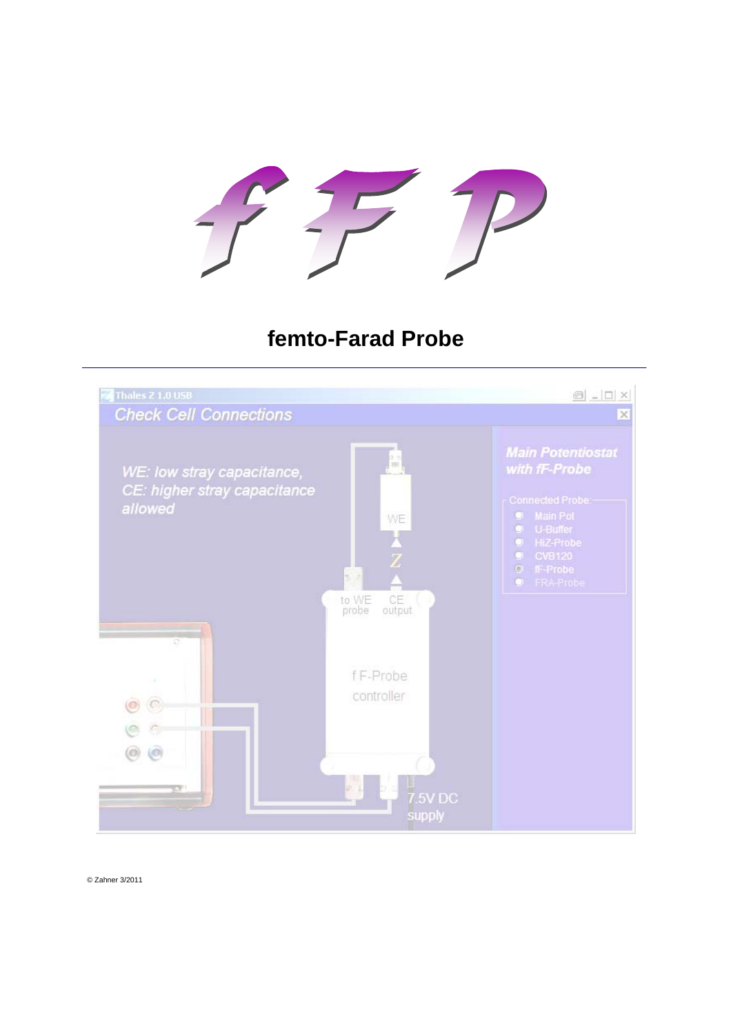# fFP

## femto-Farad Probe

---

© Zahner 3/2011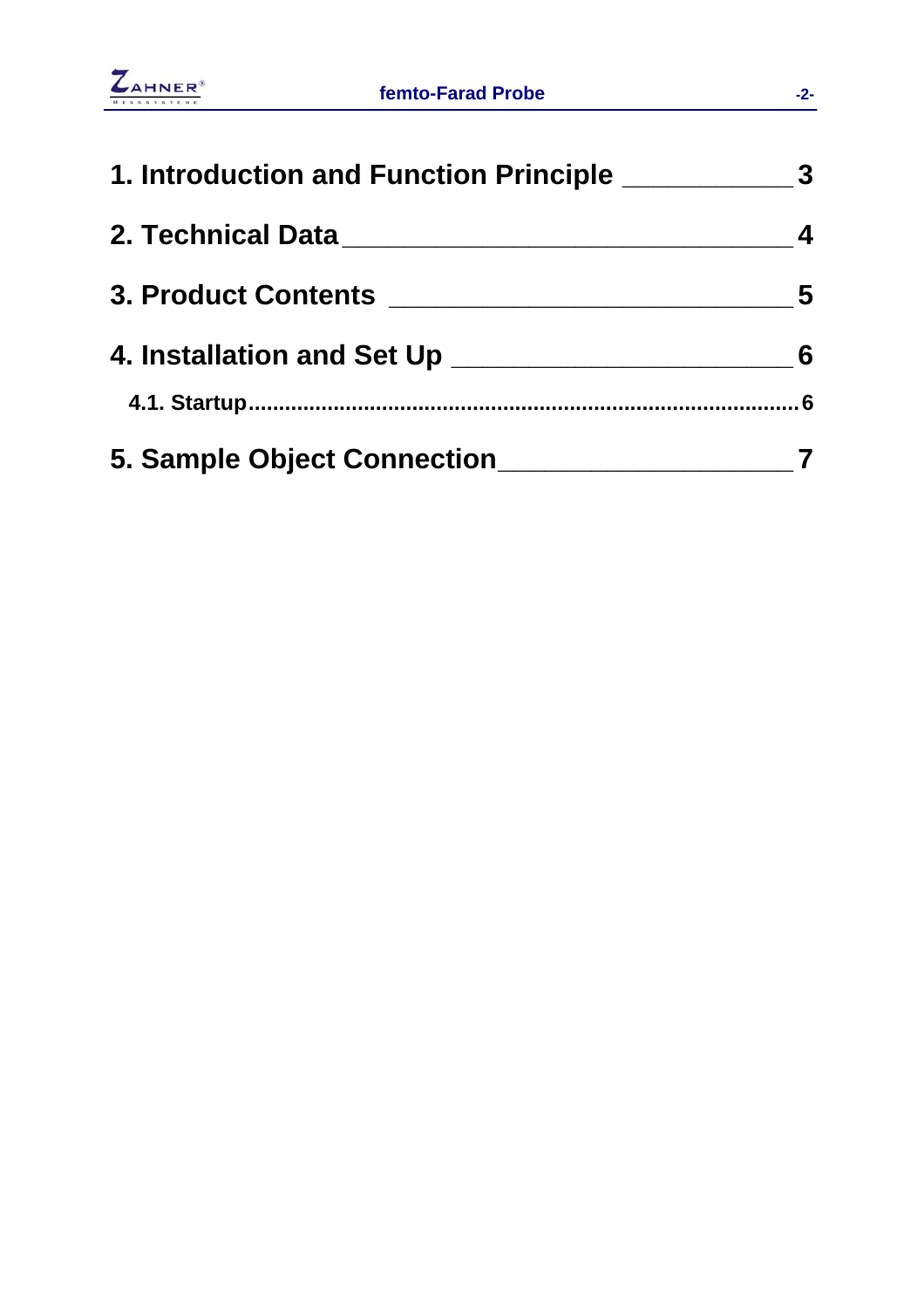1. Introduction and Function Principle ____________ 3

2. Technical Data ________________________________ 4

3. Product Contents _____________________________ 5

4. Installation and Set Up _________________________ 6

   4.1. Startup .................................................................................................... 6

5. Sample Object Connection ____________________ 7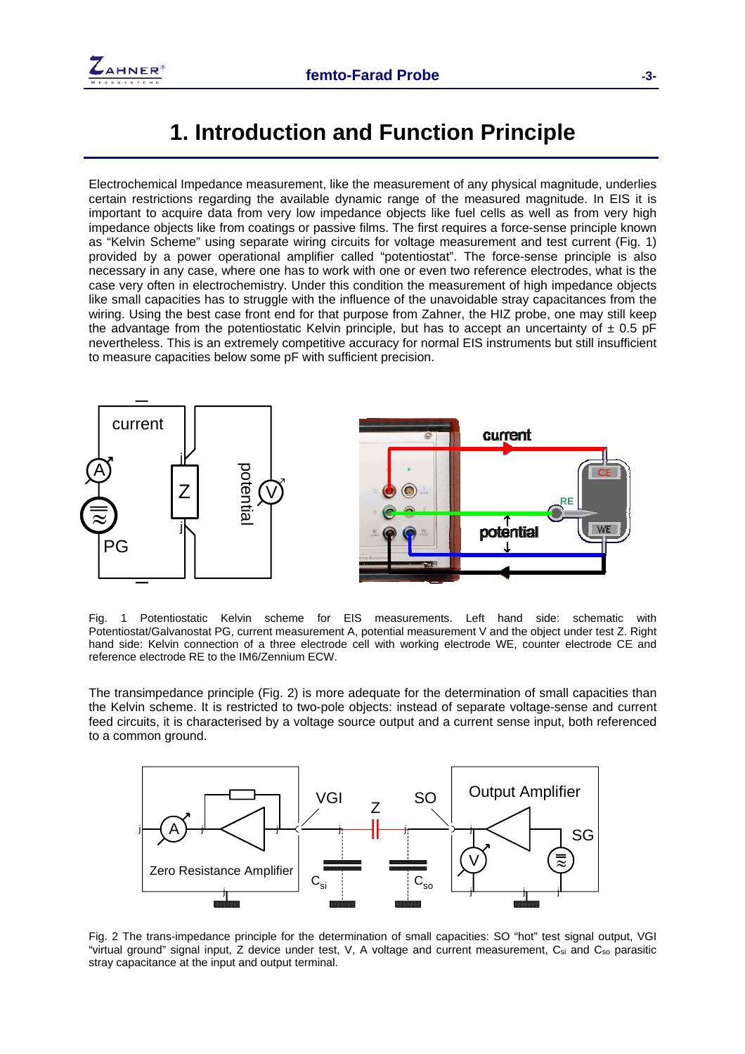# 1. Introduction and Function Principle

Electrochemical Impedance measurement, like the measurement of any physical magnitude, underlies certain restrictions regarding the available dynamic range of the measured magnitude. In EIS it is important to acquire data from very low impedance objects like fuel cells as well as from very high impedance objects like from coatings or passive films. The first requires a force-sense principle known as "Kelvin Scheme" using separate wiring circuits for voltage measurement and test current (Fig. 1) provided by a power operational amplifier called "potentiostat". The force-sense principle is also necessary in any case, where one has to work with one or even two reference electrodes, what is the case very often in electrochemistry. Under this condition the measurement of high impedance objects like small capacities has to struggle with the influence of the unavoidable stray capacitances from the wiring. Using the best case front end for that purpose from Zahner, the HIZ probe, one may still keep the advantage from the potentiostatic Kelvin principle, but has to accept an uncertainty of ± 0.5 pF nevertheless. This is an extremely competitive accuracy for normal EIS instruments but still insufficient to measure capacities below some pF with sufficient precision.

Fig. 1 Potentiostatic Kelvin scheme for EIS measurements. Left hand side: schematic with Potentiostat/Galvanostat PG, current measurement A, potential measurement V and the object under test Z. Right hand side: Kelvin connection of a three electrode cell with working electrode WE, counter electrode CE and reference electrode RE to the IM6/Zennium ECW.

The transimpedance principle (Fig. 2) is more adequate for the determination of small capacities than the Kelvin scheme. It is restricted to two-pole objects: instead of separate voltage-sense and current feed circuits, it is characterised by a voltage source output and a current sense input, both referenced to a common ground.

Fig. 2 The trans-impedance principle for the determination of small capacities: SO "hot" test signal output, VGI "virtual ground" signal input, Z device under test, V, A voltage and current measurement, $C_{si}$ and $C_{so}$ parasitic stray capacitance at the input and output terminal.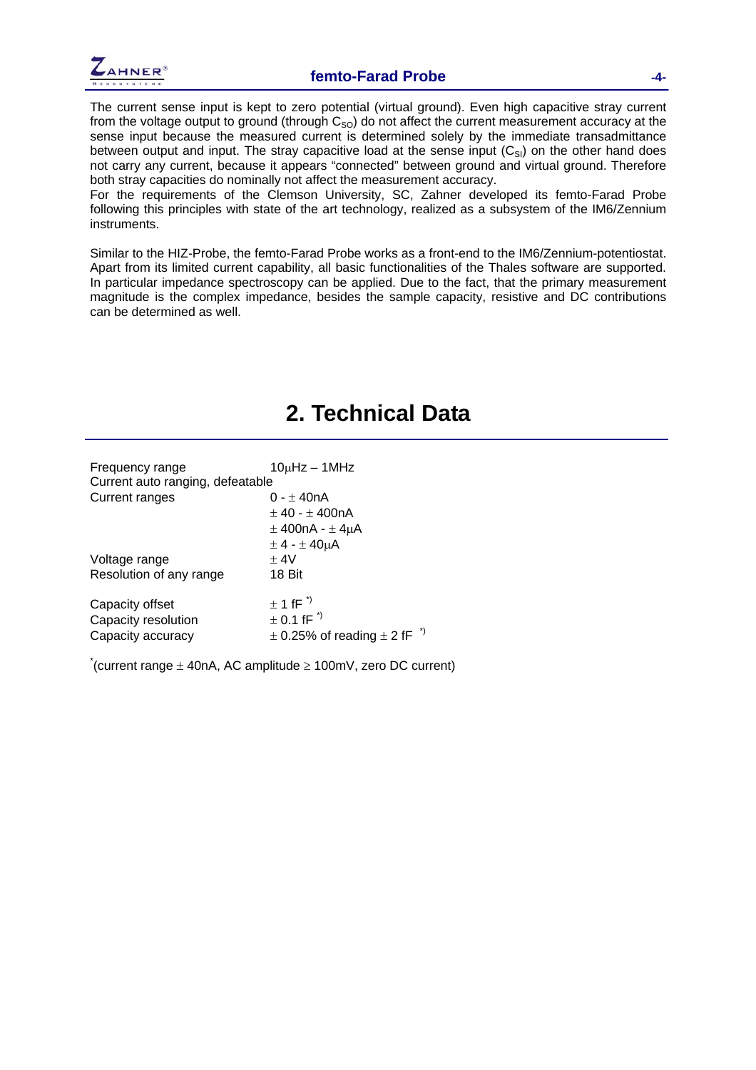The current sense input is kept to zero potential (virtual ground). Even high capacitive stray current from the voltage output to ground (through $C_{SO}$) do not affect the current measurement accuracy at the sense input because the measured current is determined solely by the immediate transadmittance between output and input. The stray capacitive load at the sense input ($C_{SI}$) on the other hand does not carry any current, because it appears "connected" between ground and virtual ground. Therefore both stray capacities do nominally not affect the measurement accuracy.

For the requirements of the Clemson University, SC, Zahner developed its femto-Farad Probe following this principles with state of the art technology, realized as a subsystem of the IM6/Zennium instruments.

Similar to the HIZ-Probe, the femto-Farad Probe works as a front-end to the IM6/Zennium-potentiostat. Apart from its limited current capability, all basic functionalities of the Thales software are supported. In particular impedance spectroscopy can be applied. Due to the fact, that the primary measurement magnitude is the complex impedance, besides the sample capacity, resistive and DC contributions can be determined as well.

# 2. Technical Data

| | |
|---|---|
| Frequency range | 10µHz – 1MHz |
| Current auto ranging, defeatable | |
| Current ranges | 0 - ± 40nA |
| | ± 40 - ± 400nA |
| | ± 400nA - ± 4µA |
| | ± 4 - ± 40µA |
| Voltage range | ± 4V |
| Resolution of any range | 18 Bit |
| Capacity offset | ± 1 fF *) |
| Capacity resolution | ± 0.1 fF *) |
| Capacity accuracy | ± 0.25% of reading ± 2 fF *) |

*(current range ± 40nA, AC amplitude ≥ 100mV, zero DC current)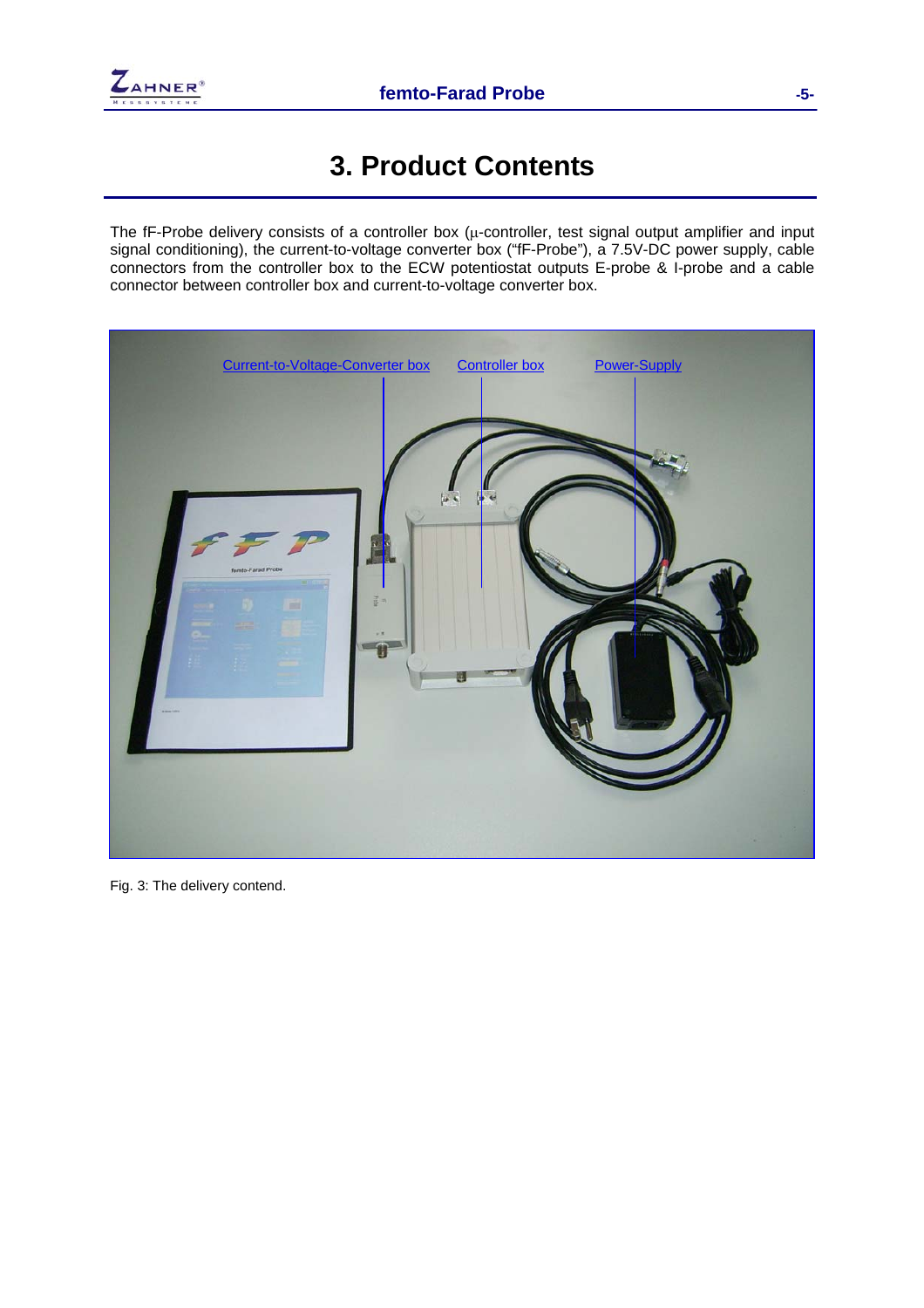# 3. Product Contents

The fF-Probe delivery consists of a controller box (µ-controller, test signal output amplifier and input signal conditioning), the current-to-voltage converter box ("fF-Probe"), a 7.5V-DC power supply, cable connectors from the controller box to the ECW potentiostat outputs E-probe & I-probe and a cable connector between controller box and current-to-voltage converter box.

Fig. 3: The delivery contend.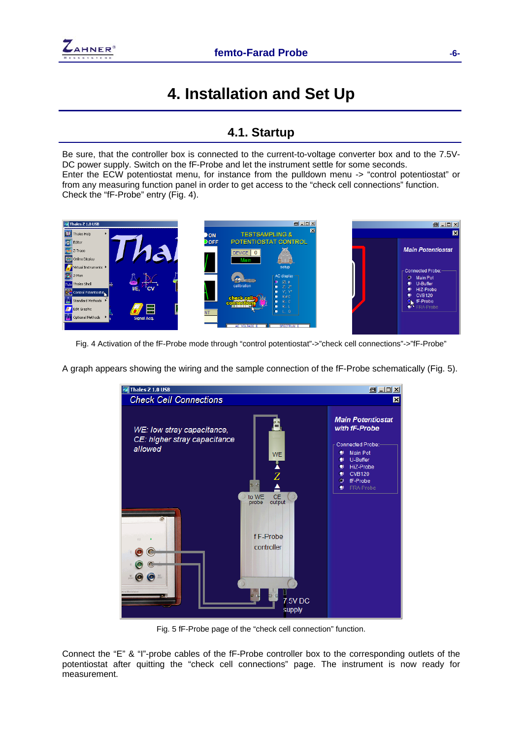# 4. Installation and Set Up

## 4.1. Startup

Be sure, that the controller box is connected to the current-to-voltage converter box and to the 7.5V-DC power supply. Switch on the fF-Probe and let the instrument settle for some seconds.
Enter the ECW potentiostat menu, for instance from the pulldown menu -> "control potentiostat" or from any measuring function panel in order to get access to the "check cell connections" function.
Check the "fF-Probe" entry (Fig. 4).

Fig. 4 Activation of the fF-Probe mode through "control potentiostat"->"check cell connections"->"fF-Probe"

A graph appears showing the wiring and the sample connection of the fF-Probe schematically (Fig. 5).

Fig. 5 fF-Probe page of the "check cell connection" function.

Connect the "E" & "I"-probe cables of the fF-Probe controller box to the corresponding outlets of the potentiostat after quitting the "check cell connections" page. The instrument is now ready for measurement.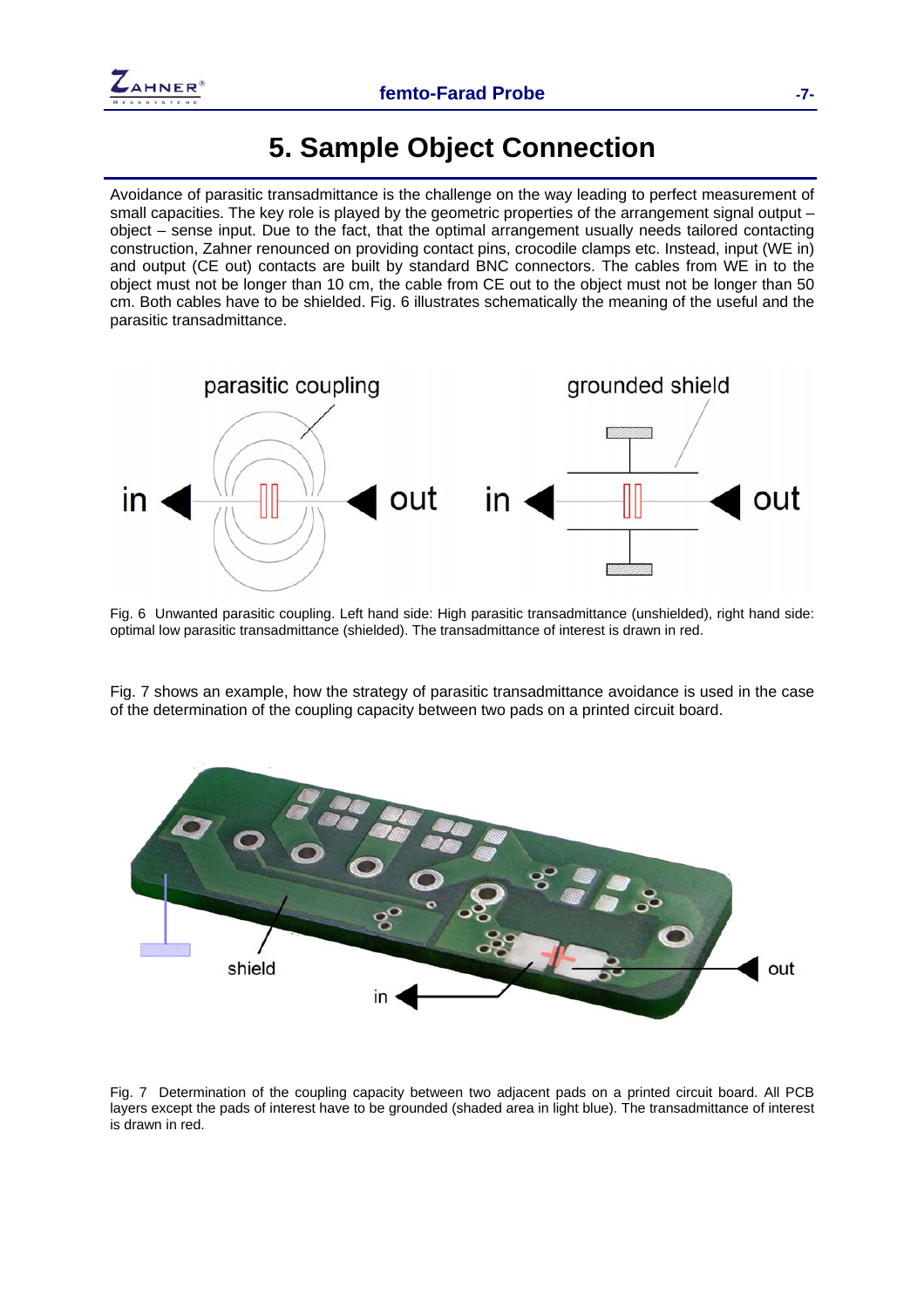# 5. Sample Object Connection

Avoidance of parasitic transadmittance is the challenge on the way leading to perfect measurement of small capacities. The key role is played by the geometric properties of the arrangement signal output – object – sense input. Due to the fact, that the optimal arrangement usually needs tailored contacting construction, Zahner renounced on providing contact pins, crocodile clamps etc. Instead, input (WE in) and output (CE out) contacts are built by standard BNC connectors. The cables from WE in to the object must not be longer than 10 cm, the cable from CE out to the object must not be longer than 50 cm. Both cables have to be shielded. Fig. 6 illustrates schematically the meaning of the useful and the parasitic transadmittance.

parasitic coupling

in

out

grounded shield

in

out

Fig. 6 Unwanted parasitic coupling. Left hand side: High parasitic transadmittance (unshielded), right hand side: optimal low parasitic transadmittance (shielded). The transadmittance of interest is drawn in red.

Fig. 7 shows an example, how the strategy of parasitic transadmittance avoidance is used in the case of the determination of the coupling capacity between two pads on a printed circuit board.

shield

in

out

Fig. 7 Determination of the coupling capacity between two adjacent pads on a printed circuit board. All PCB layers except the pads of interest have to be grounded (shaded area in light blue). The transadmittance of interest is drawn in red.